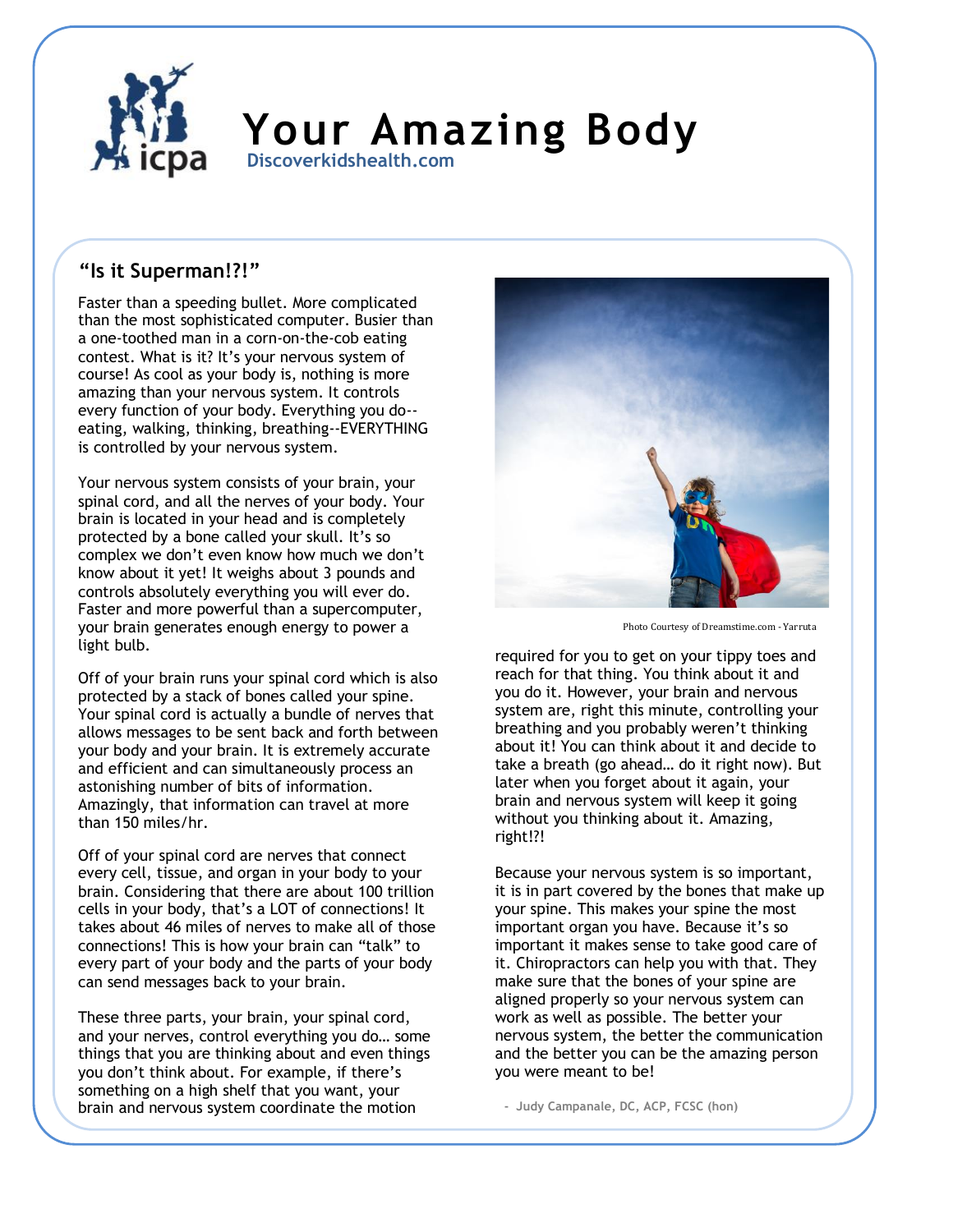# Your Amazing Body

**Discoverkidshealth.com**

## "Is it Superman!?!"

Faster than a speeding bullet. More complicated than the most sophisticated computer. Busier than a one-toothed man in a corn-on-the-cob eating contest. What is it? It's your nervous system of course! As cool as your body is, nothing is more amazing than your nervous system. It controls every function of your body. Everything you do--eating, walking, thinking, breathing--EVERYTHING is controlled by your nervous system.

Your nervous system consists of your brain, your spinal cord, and all the nerves of your body. Your brain is located in your head and is completely protected by a bone called your skull. It's so complex we don't even know how much we don't know about it yet! It weighs about 3 pounds and controls absolutely everything you will ever do. Faster and more powerful than a supercomputer, your brain generates enough energy to power a light bulb.

Off of your brain runs your spinal cord which is also protected by a stack of bones called your spine. Your spinal cord is actually a bundle of nerves that allows messages to be sent back and forth between your body and your brain. It is extremely accurate and efficient and can simultaneously process an astonishing number of bits of information. Amazingly, that information can travel at more than 150 miles/hr.

Off of your spinal cord are nerves that connect every cell, tissue, and organ in your body to your brain. Considering that there are about 100 trillion cells in your body, that's a LOT of connections! It takes about 46 miles of nerves to make all of those connections! This is how your brain can "talk" to every part of your body and the parts of your body can send messages back to your brain.

These three parts, your brain, your spinal cord, and your nerves, control everything you do… some things that you are thinking about and even things you don't think about. For example, if there's something on a high shelf that you want, your brain and nervous system coordinate the motion required for you to get on your tippy toes and reach for that thing. You think about it and you do it. However, your brain and nervous system are, right this minute, controlling your breathing and you probably weren't thinking about it! You can think about it and decide to take a breath (go ahead… do it right now). But later when you forget about it again, your brain and nervous system will keep it going without you thinking about it. Amazing, right!?!

Photo Courtesy of Dreamstime.com - Yarruta

Because your nervous system is so important, it is in part covered by the bones that make up your spine. This makes your spine the most important organ you have. Because it's so important it makes sense to take good care of it. Chiropractors can help you with that. They make sure that the bones of your spine are aligned properly so your nervous system can work as well as possible. The better your nervous system, the better the communication and the better you can be the amazing person you were meant to be!

\- Judy Campanale, DC, ACP, FCSC (hon)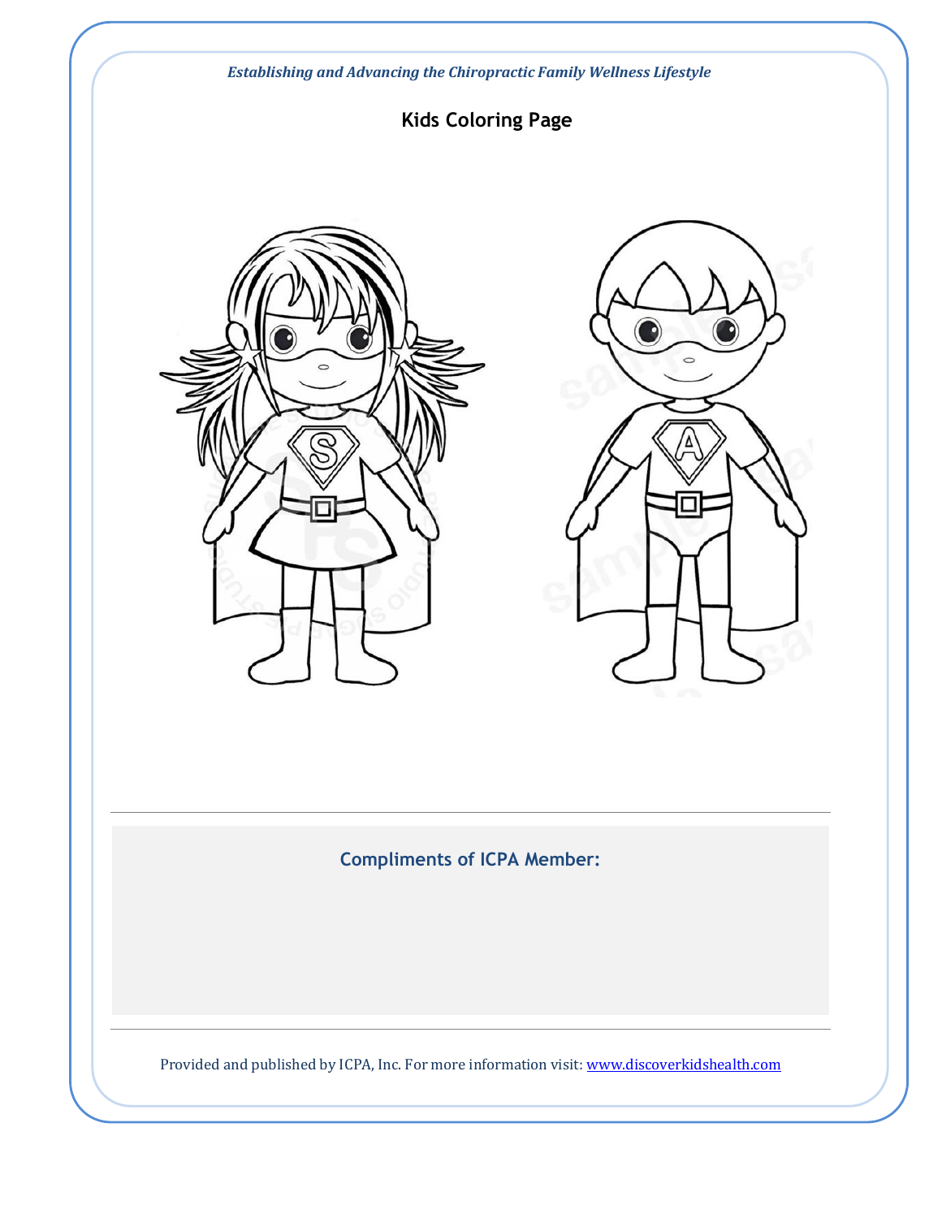*Establishing and Advancing the Chiropractic Family Wellness Lifestyle*

## Kids Coloring Page

**Compliments of ICPA Member:**

Provided and published by ICPA, Inc. For more information visit: [www.discoverkidshealth.com](http://www.discoverkidshealth.com)